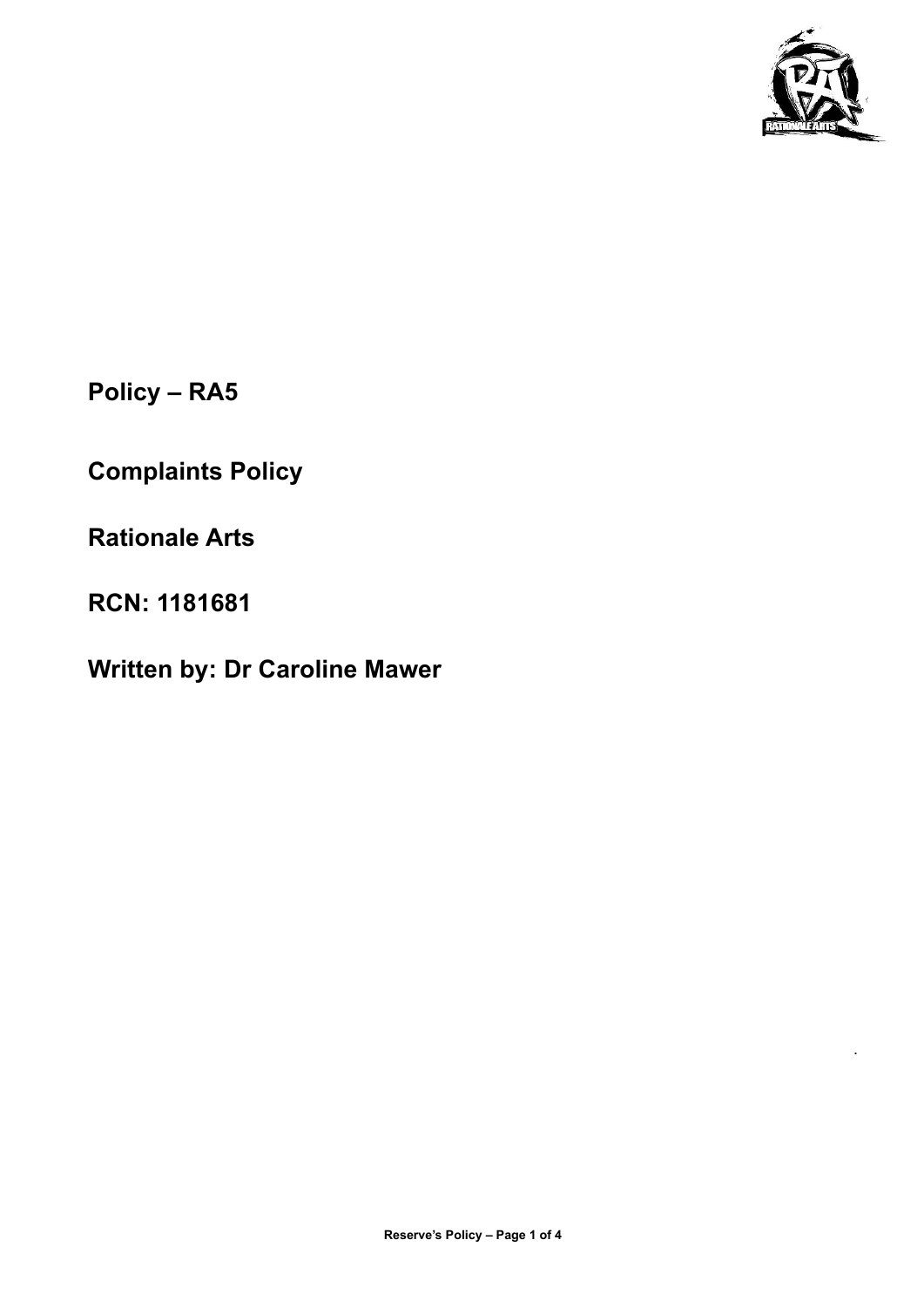**Policy – RA5**

**Complaints Policy**

**Rationale Arts**

**RCN: 1181681**

**Written by: Dr Caroline Mawer**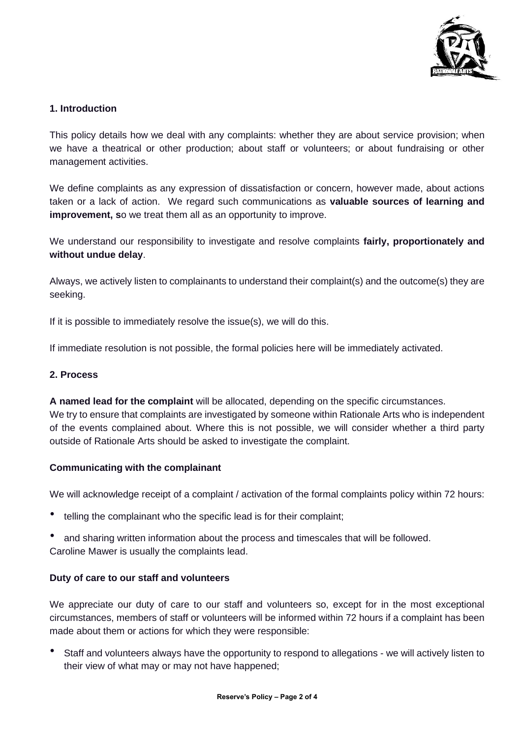## 1. Introduction

This policy details how we deal with any complaints: whether they are about service provision; when we have a theatrical or other production; about staff or volunteers; or about fundraising or other management activities.

We define complaints as any expression of dissatisfaction or concern, however made, about actions taken or a lack of action. We regard such communications as **valuable sources of learning and improvement, s**o we treat them all as an opportunity to improve.

We understand our responsibility to investigate and resolve complaints **fairly, proportionately and without undue delay**.

Always, we actively listen to complainants to understand their complaint(s) and the outcome(s) they are seeking.

If it is possible to immediately resolve the issue(s), we will do this.

If immediate resolution is not possible, the formal policies here will be immediately activated.

## 2. Process

**A named lead for the complaint** will be allocated, depending on the specific circumstances. We try to ensure that complaints are investigated by someone within Rationale Arts who is independent of the events complained about. Where this is not possible, we will consider whether a third party outside of Rationale Arts should be asked to investigate the complaint.

### Communicating with the complainant

We will acknowledge receipt of a complaint / activation of the formal complaints policy within 72 hours:

- telling the complainant who the specific lead is for their complaint;
- and sharing written information about the process and timescales that will be followed.

Caroline Mawer is usually the complaints lead.

### Duty of care to our staff and volunteers

We appreciate our duty of care to our staff and volunteers so, except for in the most exceptional circumstances, members of staff or volunteers will be informed within 72 hours if a complaint has been made about them or actions for which they were responsible:

- Staff and volunteers always have the opportunity to respond to allegations - we will actively listen to their view of what may or may not have happened;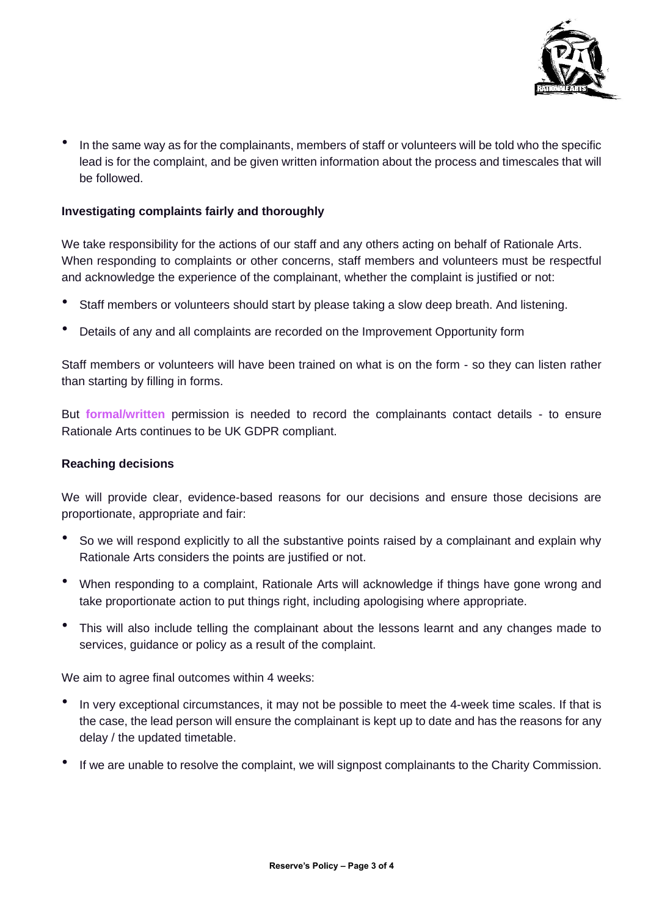- In the same way as for the complainants, members of staff or volunteers will be told who the specific lead is for the complaint, and be given written information about the process and timescales that will be followed.

**Investigating complaints fairly and thoroughly**

We take responsibility for the actions of our staff and any others acting on behalf of Rationale Arts. When responding to complaints or other concerns, staff members and volunteers must be respectful and acknowledge the experience of the complainant, whether the complaint is justified or not:

- Staff members or volunteers should start by please taking a slow deep breath. And listening.
- Details of any and all complaints are recorded on the Improvement Opportunity form

Staff members or volunteers will have been trained on what is on the form - so they can listen rather than starting by filling in forms.

But **formal/written** permission is needed to record the complainants contact details - to ensure Rationale Arts continues to be UK GDPR compliant.

**Reaching decisions**

We will provide clear, evidence-based reasons for our decisions and ensure those decisions are proportionate, appropriate and fair:

- So we will respond explicitly to all the substantive points raised by a complainant and explain why Rationale Arts considers the points are justified or not.
- When responding to a complaint, Rationale Arts will acknowledge if things have gone wrong and take proportionate action to put things right, including apologising where appropriate.
- This will also include telling the complainant about the lessons learnt and any changes made to services, guidance or policy as a result of the complaint.

We aim to agree final outcomes within 4 weeks:

- In very exceptional circumstances, it may not be possible to meet the 4-week time scales. If that is the case, the lead person will ensure the complainant is kept up to date and has the reasons for any delay / the updated timetable.
- If we are unable to resolve the complaint, we will signpost complainants to the Charity Commission.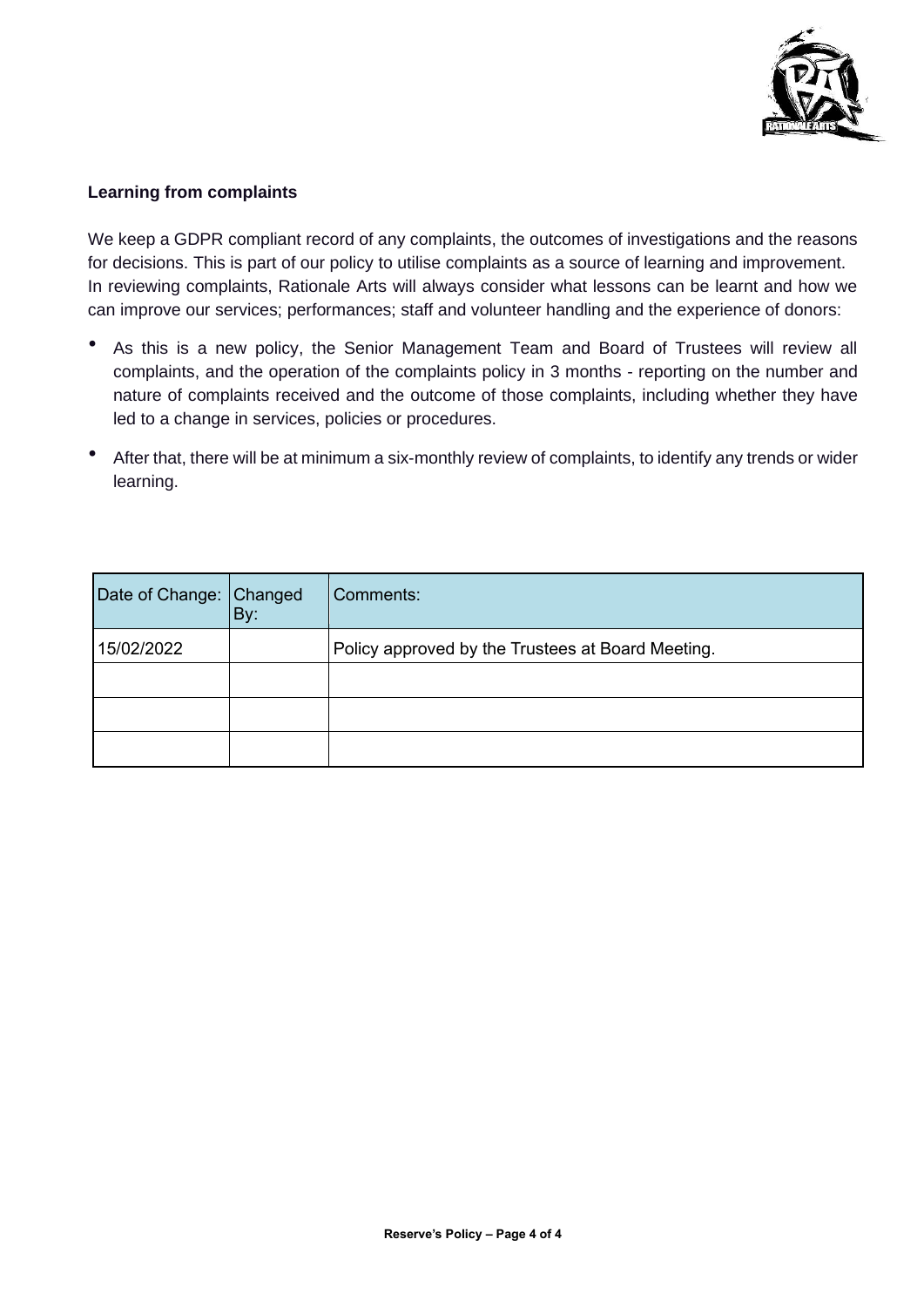**Learning from complaints**

We keep a GDPR compliant record of any complaints, the outcomes of investigations and the reasons for decisions. This is part of our policy to utilise complaints as a source of learning and improvement. In reviewing complaints, Rationale Arts will always consider what lessons can be learnt and how we can improve our services; performances; staff and volunteer handling and the experience of donors:

- As this is a new policy, the Senior Management Team and Board of Trustees will review all complaints, and the operation of the complaints policy in 3 months - reporting on the number and nature of complaints received and the outcome of those complaints, including whether they have led to a change in services, policies or procedures.
- After that, there will be at minimum a six-monthly review of complaints, to identify any trends or wider learning.

| Date of Change: | Changed By: | Comments: |
|---|---|---|
| 15/02/2022 | | Policy approved by the Trustees at Board Meeting. |
| | | |
| | | |
| | | |